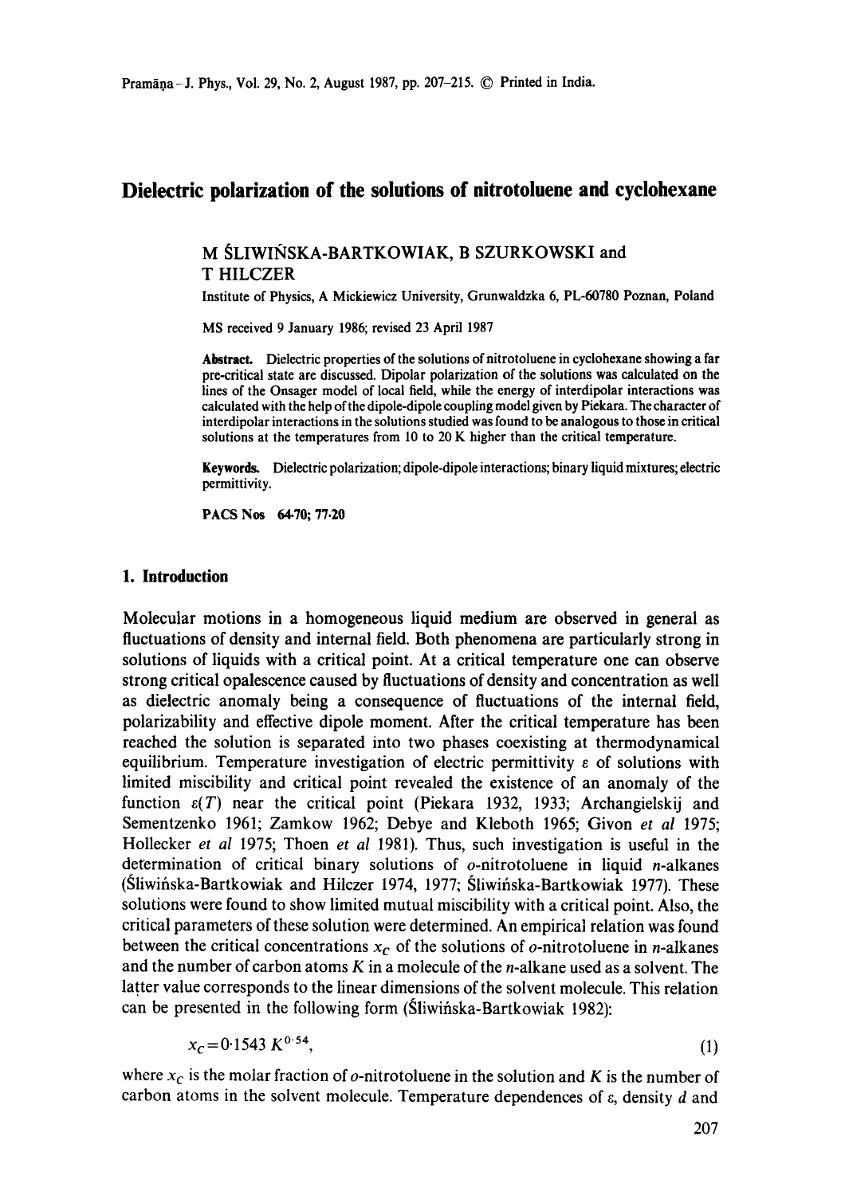# Dielectric polarization of the solutions of nitrotoluene and cyclohexane

M ŚLIWIŃSKA-BARTKOWIAK, B SZURKOWSKI and T HILCZER

Institute of Physics, A Mickiewicz University, Grunwaldzka 6, PL-60780 Poznan, Poland

MS received 9 January 1986; revised 23 April 1987

**Abstract.** Dielectric properties of the solutions of nitrotoluene in cyclohexane showing a far pre-critical state are discussed. Dipolar polarization of the solutions was calculated on the lines of the Onsager model of local field, while the energy of interdipolar interactions was calculated with the help of the dipole-dipole coupling model given by Piekara. The character of interdipolar interactions in the solutions studied was found to be analogous to those in critical solutions at the temperatures from 10 to 20 K higher than the critical temperature.

**Keywords.** Dielectric polarization; dipole-dipole interactions; binary liquid mixtures; electric permittivity.

**PACS Nos** 64·70; 77·20

## 1. Introduction

Molecular motions in a homogeneous liquid medium are observed in general as fluctuations of density and internal field. Both phenomena are particularly strong in solutions of liquids with a critical point. At a critical temperature one can observe strong critical opalescence caused by fluctuations of density and concentration as well as dielectric anomaly being a consequence of fluctuations of the internal field, polarizability and effective dipole moment. After the critical temperature has been reached the solution is separated into two phases coexisting at thermodynamical equilibrium. Temperature investigation of electric permittivity $\varepsilon$ of solutions with limited miscibility and critical point revealed the existence of an anomaly of the function $\varepsilon(T)$ near the critical point (Piekara 1932, 1933; Archangielskij and Sementzenko 1961; Zamkow 1962; Debye and Kleboth 1965; Givon *et al* 1975; Hollecker *et al* 1975; Thoen *et al* 1981). Thus, such investigation is useful in the determination of critical binary solutions of *o*-nitrotoluene in liquid *n*-alkanes (Śliwińska-Bartkowiak and Hilczer 1974, 1977; Śliwińska-Bartkowiak 1977). These solutions were found to show limited mutual miscibility with a critical point. Also, the critical parameters of these solution were determined. An empirical relation was found between the critical concentrations $x_C$ of the solutions of *o*-nitrotoluene in *n*-alkanes and the number of carbon atoms $K$ in a molecule of the *n*-alkane used as a solvent. The latter value corresponds to the linear dimensions of the solvent molecule. This relation can be presented in the following form (Śliwińska-Bartkowiak 1982):

$$x_C = 0{\cdot}1543\, K^{0{\cdot}54}, \tag{1}$$

where $x_C$ is the molar fraction of *o*-nitrotoluene in the solution and $K$ is the number of carbon atoms in the solvent molecule. Temperature dependences of $\varepsilon$, density $d$ and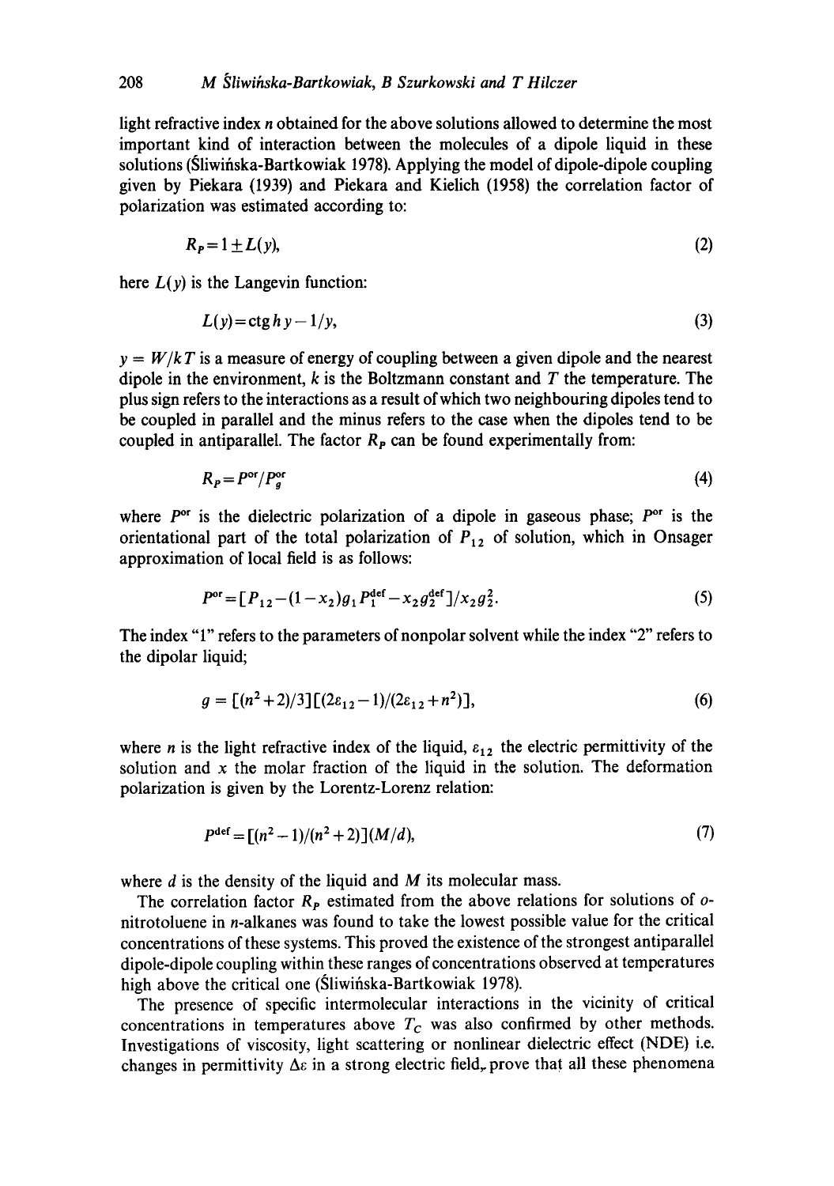light refractive index $n$ obtained for the above solutions allowed to determine the most important kind of interaction between the molecules of a dipole liquid in these solutions (Śliwińska-Bartkowiak 1978). Applying the model of dipole-dipole coupling given by Piekara (1939) and Piekara and Kielich (1958) the correlation factor of polarization was estimated according to:

$$R_P = 1 \pm L(y), \tag{2}$$

here $L(y)$ is the Langevin function:

$$L(y) = \operatorname{ctgh} y - 1/y, \tag{3}$$

$y = W/kT$ is a measure of energy of coupling between a given dipole and the nearest dipole in the environment, $k$ is the Boltzmann constant and $T$ the temperature. The plus sign refers to the interactions as a result of which two neighbouring dipoles tend to be coupled in parallel and the minus refers to the case when the dipoles tend to be coupled in antiparallel. The factor $R_P$ can be found experimentally from:

$$R_P = P^{or}/P_g^{or} \tag{4}$$

where $P^{or}$ is the dielectric polarization of a dipole in gaseous phase; $P^{or}$ is the orientational part of the total polarization of $P_{12}$ of solution, which in Onsager approximation of local field is as follows:

$$P^{or} = [P_{12} - (1 - x_2) g_1 P_1^{def} - x_2 g_2^{def}]/x_2 g_2^2. \tag{5}$$

The index "1" refers to the parameters of nonpolar solvent while the index "2" refers to the dipolar liquid;

$$g = [(n^2 + 2)/3][(2\varepsilon_{12} - 1)/(2\varepsilon_{12} + n^2)], \tag{6}$$

where $n$ is the light refractive index of the liquid, $\varepsilon_{12}$ the electric permittivity of the solution and $x$ the molar fraction of the liquid in the solution. The deformation polarization is given by the Lorentz-Lorenz relation:

$$P^{def} = [(n^2 - 1)/(n^2 + 2)](M/d), \tag{7}$$

where $d$ is the density of the liquid and $M$ its molecular mass.

The correlation factor $R_P$ estimated from the above relations for solutions of *o*-nitrotoluene in *n*-alkanes was found to take the lowest possible value for the critical concentrations of these systems. This proved the existence of the strongest antiparallel dipole-dipole coupling within these ranges of concentrations observed at temperatures high above the critical one (Śliwińska-Bartkowiak 1978).

The presence of specific intermolecular interactions in the vicinity of critical concentrations in temperatures above $T_C$ was also confirmed by other methods. Investigations of viscosity, light scattering or nonlinear dielectric effect (NDE) i.e. changes in permittivity $\Delta\varepsilon$ in a strong electric field, prove that all these phenomena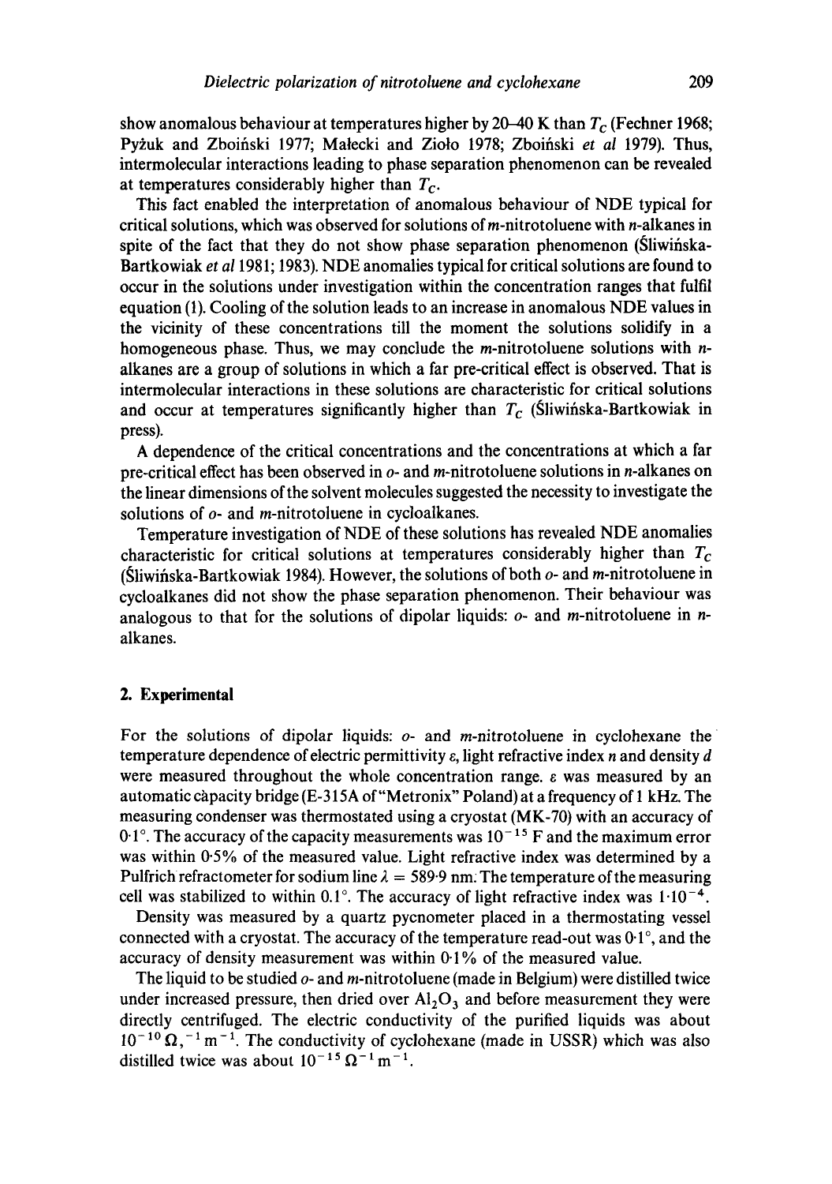show anomalous behaviour at temperatures higher by 20–40 K than $T_C$ (Fechner 1968; Pyżuk and Zboiński 1977; Małecki and Zioło 1978; Zboiński *et al* 1979). Thus, intermolecular interactions leading to phase separation phenomenon can be revealed at temperatures considerably higher than $T_C$.

This fact enabled the interpretation of anomalous behaviour of NDE typical for critical solutions, which was observed for solutions of *m*-nitrotoluene with *n*-alkanes in spite of the fact that they do not show phase separation phenomenon (Śliwińska-Bartkowiak *et al* 1981; 1983). NDE anomalies typical for critical solutions are found to occur in the solutions under investigation within the concentration ranges that fulfil equation (1). Cooling of the solution leads to an increase in anomalous NDE values in the vicinity of these concentrations till the moment the solutions solidify in a homogeneous phase. Thus, we may conclude the *m*-nitrotoluene solutions with *n*-alkanes are a group of solutions in which a far pre-critical effect is observed. That is intermolecular interactions in these solutions are characteristic for critical solutions and occur at temperatures significantly higher than $T_C$ (Śliwińska-Bartkowiak in press).

A dependence of the critical concentrations and the concentrations at which a far pre-critical effect has been observed in *o*- and *m*-nitrotoluene solutions in *n*-alkanes on the linear dimensions of the solvent molecules suggested the necessity to investigate the solutions of *o*- and *m*-nitrotoluene in cycloalkanes.

Temperature investigation of NDE of these solutions has revealed NDE anomalies characteristic for critical solutions at temperatures considerably higher than $T_C$ (Śliwińska-Bartkowiak 1984). However, the solutions of both *o*- and *m*-nitrotoluene in cycloalkanes did not show the phase separation phenomenon. Their behaviour was analogous to that for the solutions of dipolar liquids: *o*- and *m*-nitrotoluene in *n*-alkanes.

## 2. Experimental

For the solutions of dipolar liquids: *o*- and *m*-nitrotoluene in cyclohexane the temperature dependence of electric permittivity $\varepsilon$, light refractive index $n$ and density $d$ were measured throughout the whole concentration range. $\varepsilon$ was measured by an automatic capacity bridge (E-315A of "Metronix" Poland) at a frequency of 1 kHz. The measuring condenser was thermostated using a cryostat (MK-70) with an accuracy of 0·1°. The accuracy of the capacity measurements was $10^{-15}$ F and the maximum error was within 0·5% of the measured value. Light refractive index was determined by a Pulfrich refractometer for sodium line $\lambda = 589{\cdot}9$ nm. The temperature of the measuring cell was stabilized to within 0.1°. The accuracy of light refractive index was $1{\cdot}10^{-4}$.

Density was measured by a quartz pycnometer placed in a thermostating vessel connected with a cryostat. The accuracy of the temperature read-out was 0·1°, and the accuracy of density measurement was within 0·1% of the measured value.

The liquid to be studied *o*- and *m*-nitrotoluene (made in Belgium) were distilled twice under increased pressure, then dried over $Al_2O_3$ and before measurement they were directly centrifuged. The electric conductivity of the purified liquids was about $10^{-10}\,\Omega^{-1}\,m^{-1}$. The conductivity of cyclohexane (made in USSR) which was also distilled twice was about $10^{-15}\,\Omega^{-1}\,m^{-1}$.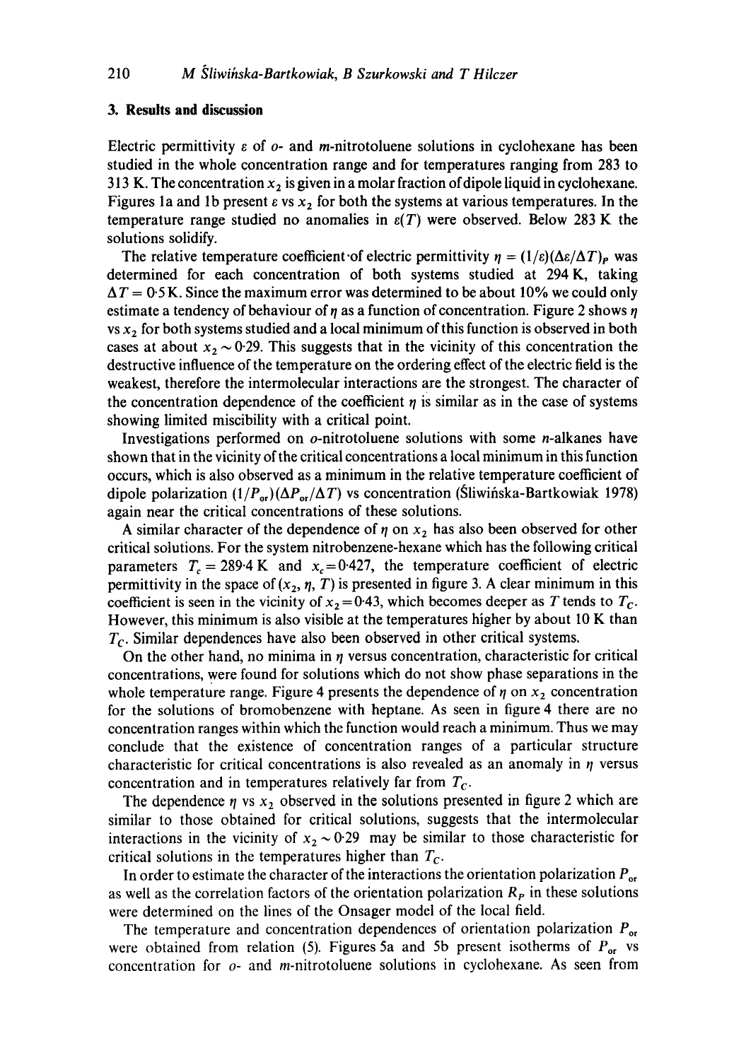## 3. Results and discussion

Electric permittivity $\varepsilon$ of *o*- and *m*-nitrotoluene solutions in cyclohexane has been studied in the whole concentration range and for temperatures ranging from 283 to 313 K. The concentration $x_2$ is given in a molar fraction of dipole liquid in cyclohexane. Figures 1a and 1b present $\varepsilon$ vs $x_2$ for both the systems at various temperatures. In the temperature range studied no anomalies in $\varepsilon(T)$ were observed. Below 283 K the solutions solidify.

The relative temperature coefficient of electric permittivity $\eta = (1/\varepsilon)(\Delta\varepsilon/\Delta T)_P$ was determined for each concentration of both systems studied at 294 K, taking $\Delta T = 0.5$ K. Since the maximum error was determined to be about 10% we could only estimate a tendency of behaviour of $\eta$ as a function of concentration. Figure 2 shows $\eta$ vs $x_2$ for both systems studied and a local minimum of this function is observed in both cases at about $x_2 \sim 0.29$. This suggests that in the vicinity of this concentration the destructive influence of the temperature on the ordering effect of the electric field is the weakest, therefore the intermolecular interactions are the strongest. The character of the concentration dependence of the coefficient $\eta$ is similar as in the case of systems showing limited miscibility with a critical point.

Investigations performed on *o*-nitrotoluene solutions with some *n*-alkanes have shown that in the vicinity of the critical concentrations a local minimum in this function occurs, which is also observed as a minimum in the relative temperature coefficient of dipole polarization $(1/P_{or})(\Delta P_{or}/\Delta T)$ vs concentration (Śliwińska-Bartkowiak 1978) again near the critical concentrations of these solutions.

A similar character of the dependence of $\eta$ on $x_2$ has also been observed for other critical solutions. For the system nitrobenzene-hexane which has the following critical parameters $T_c = 289.4$ K and $x_c = 0.427$, the temperature coefficient of electric permittivity in the space of $(x_2, \eta, T)$ is presented in figure 3. A clear minimum in this coefficient is seen in the vicinity of $x_2 = 0.43$, which becomes deeper as $T$ tends to $T_C$. However, this minimum is also visible at the temperatures higher by about 10 K than $T_C$. Similar dependences have also been observed in other critical systems.

On the other hand, no minima in $\eta$ versus concentration, characteristic for critical concentrations, were found for solutions which do not show phase separations in the whole temperature range. Figure 4 presents the dependence of $\eta$ on $x_2$ concentration for the solutions of bromobenzene with heptane. As seen in figure 4 there are no concentration ranges within which the function would reach a minimum. Thus we may conclude that the existence of concentration ranges of a particular structure characteristic for critical concentrations is also revealed as an anomaly in $\eta$ versus concentration and in temperatures relatively far from $T_C$.

The dependence $\eta$ vs $x_2$ observed in the solutions presented in figure 2 which are similar to those obtained for critical solutions, suggests that the intermolecular interactions in the vicinity of $x_2 \sim 0.29$ may be similar to those characteristic for critical solutions in the temperatures higher than $T_C$.

In order to estimate the character of the interactions the orientation polarization $P_{or}$ as well as the correlation factors of the orientation polarization $R_P$ in these solutions were determined on the lines of the Onsager model of the local field.

The temperature and concentration dependences of orientation polarization $P_{or}$ were obtained from relation (5). Figures 5a and 5b present isotherms of $P_{or}$ vs concentration for *o*- and *m*-nitrotoluene solutions in cyclohexane. As seen from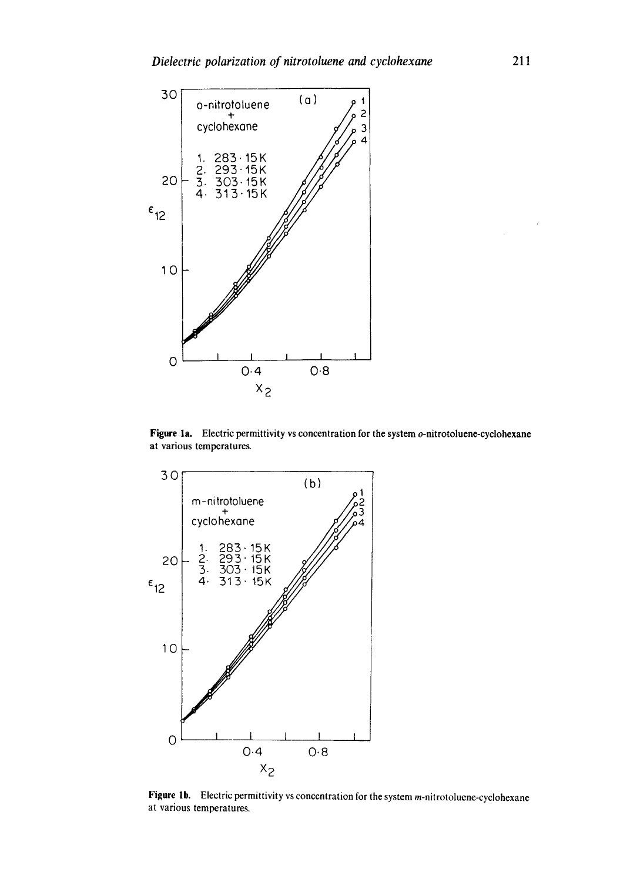**Figure 1a.** Electric permittivity vs concentration for the system *o*-nitrotoluene-cyclohexane at various temperatures.

**Figure 1b.** Electric permittivity vs concentration for the system *m*-nitrotoluene-cyclohexane at various temperatures.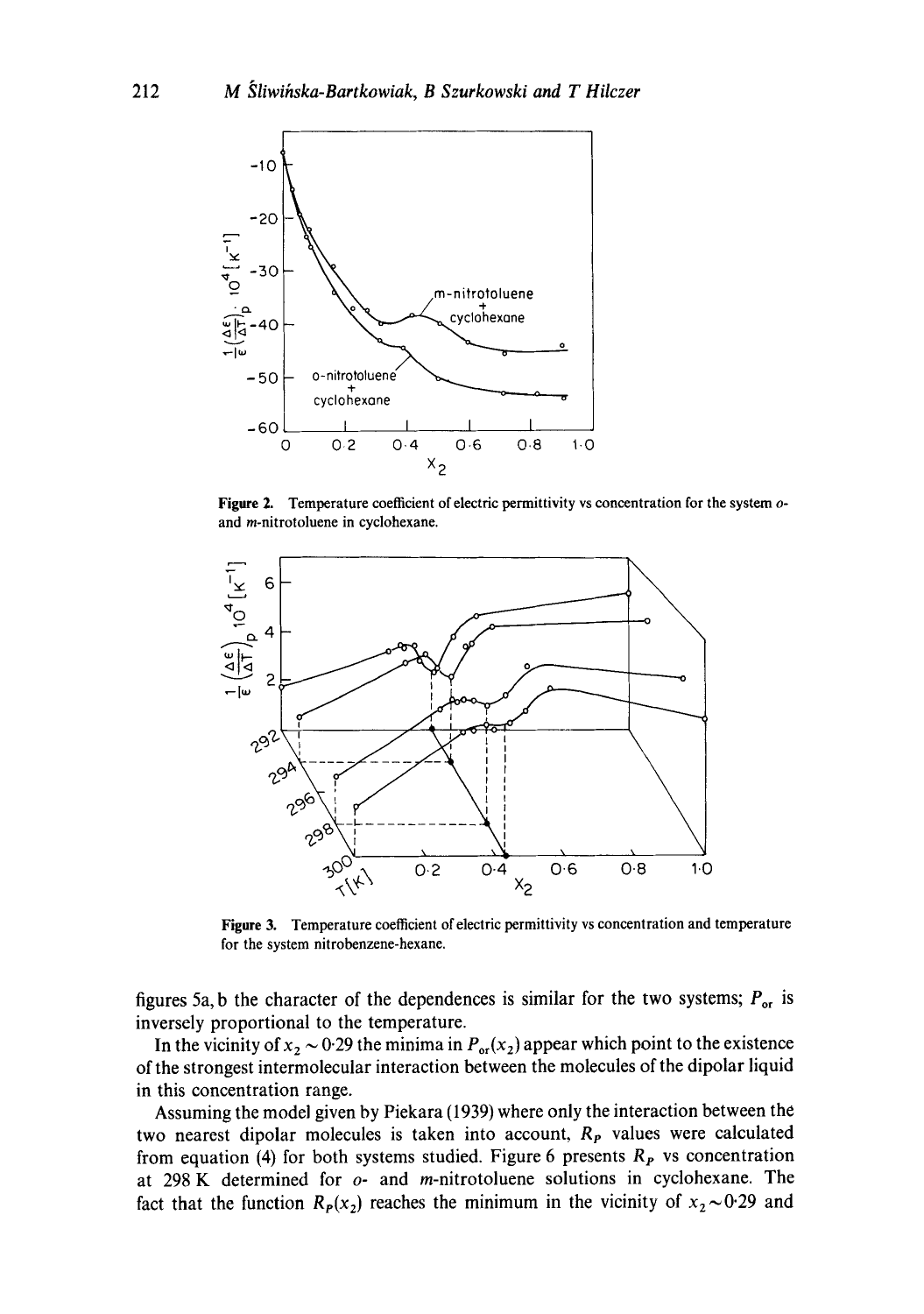Figure 2. Temperature coefficient of electric permittivity vs concentration for the system *o*- and *m*-nitrotoluene in cyclohexane.

Figure 3. Temperature coefficient of electric permittivity vs concentration and temperature for the system nitrobenzene-hexane.

figures 5a, b the character of the dependences is similar for the two systems; $P_{or}$ is inversely proportional to the temperature.

In the vicinity of $x_2 \sim 0{\cdot}29$ the minima in $P_{or}(x_2)$ appear which point to the existence of the strongest intermolecular interaction between the molecules of the dipolar liquid in this concentration range.

Assuming the model given by Piekara (1939) where only the interaction between the two nearest dipolar molecules is taken into account, $R_P$ values were calculated from equation (4) for both systems studied. Figure 6 presents $R_P$ vs concentration at 298 K determined for *o*- and *m*-nitrotoluene solutions in cyclohexane. The fact that the function $R_P(x_2)$ reaches the minimum in the vicinity of $x_2 \sim 0{\cdot}29$ and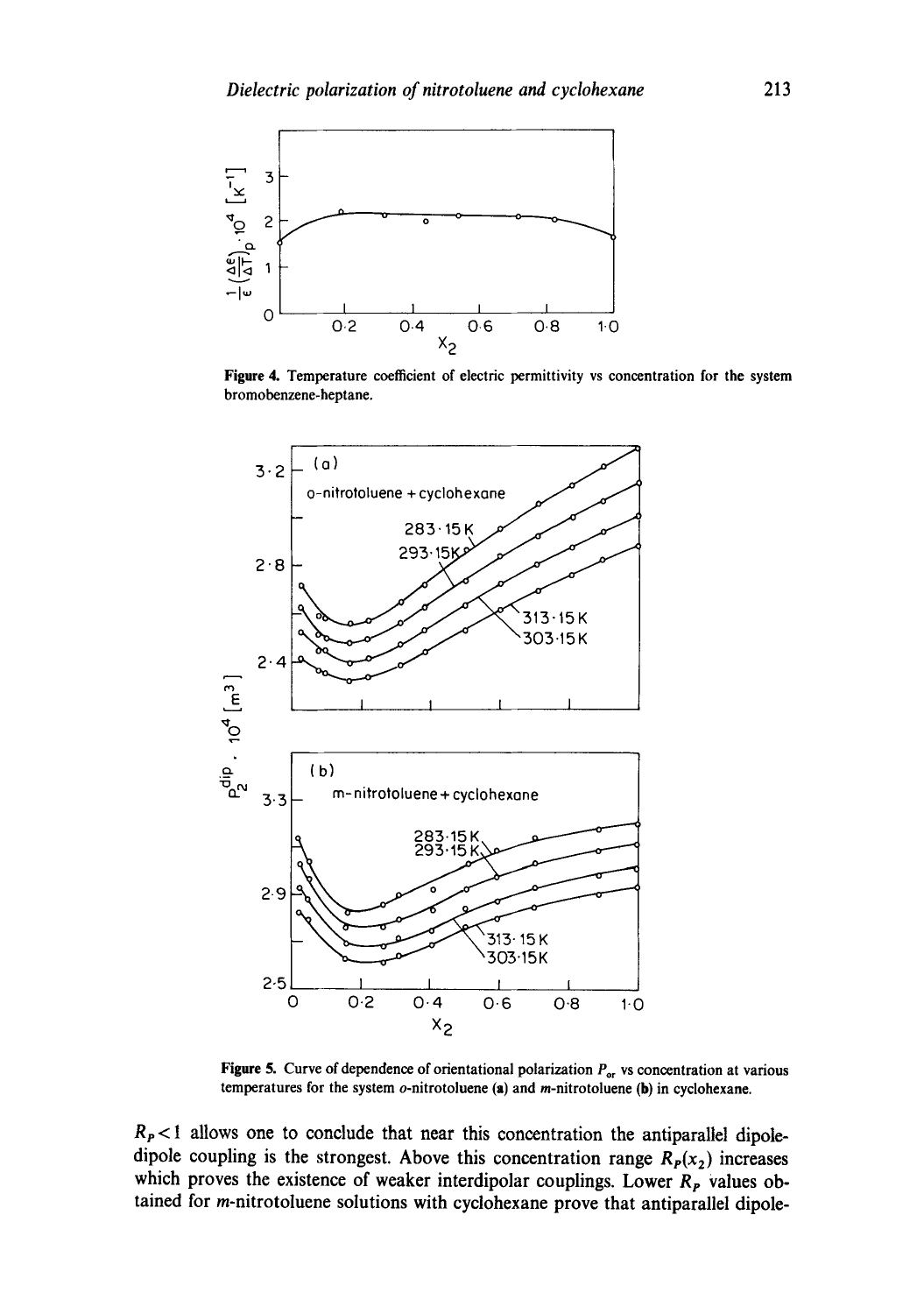**Figure 4.** Temperature coefficient of electric permittivity vs concentration for the system bromobenzene-heptane.

**Figure 5.** Curve of dependence of orientational polarization $P_{or}$ vs concentration at various temperatures for the system *o*-nitrotoluene (**a**) and *m*-nitrotoluene (**b**) in cyclohexane.

$R_P < 1$ allows one to conclude that near this concentration the antiparallel dipole-dipole coupling is the strongest. Above this concentration range $R_P(x_2)$ increases which proves the existence of weaker interdipolar couplings. Lower $R_P$ values obtained for *m*-nitrotoluene solutions with cyclohexane prove that antiparallel dipole-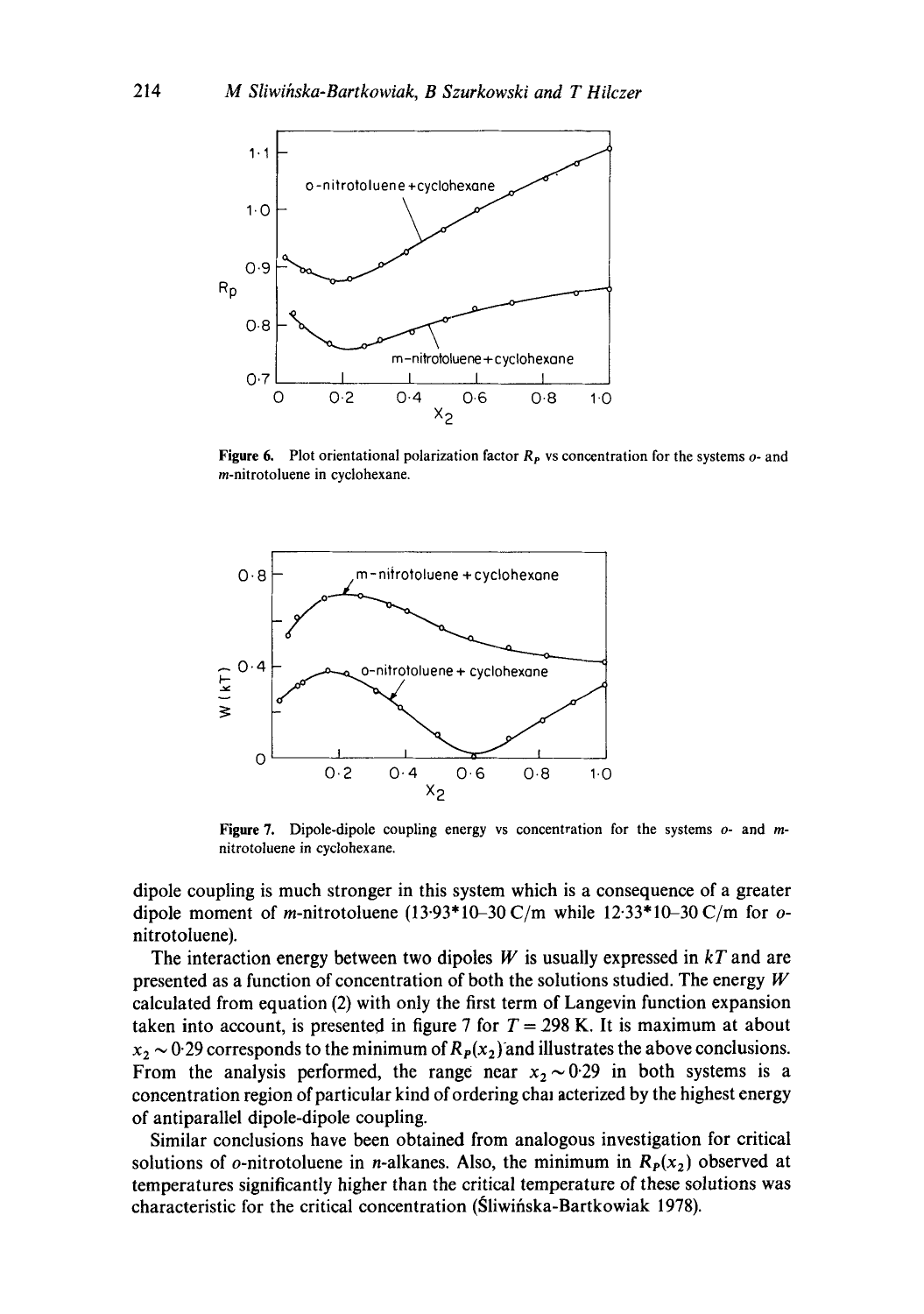**Figure 6.** Plot orientational polarization factor $R_P$ vs concentration for the systems *o*- and *m*-nitrotoluene in cyclohexane.

**Figure 7.** Dipole-dipole coupling energy vs concentration for the systems *o*- and *m*-nitrotoluene in cyclohexane.

dipole coupling is much stronger in this system which is a consequence of a greater dipole moment of *m*-nitrotoluene (13·93*10–30 C/m while 12·33*10–30 C/m for *o*-nitrotoluene).

The interaction energy between two dipoles $W$ is usually expressed in $kT$ and are presented as a function of concentration of both the solutions studied. The energy $W$ calculated from equation (2) with only the first term of Langevin function expansion taken into account, is presented in figure 7 for $T = 298$ K. It is maximum at about $x_2 \sim 0{\cdot}29$ corresponds to the minimum of $R_P(x_2)$ and illustrates the above conclusions. From the analysis performed, the range near $x_2 \sim 0{\cdot}29$ in both systems is a concentration region of particular kind of ordering characterized by the highest energy of antiparallel dipole-dipole coupling.

Similar conclusions have been obtained from analogous investigation for critical solutions of *o*-nitrotoluene in *n*-alkanes. Also, the minimum in $R_P(x_2)$ observed at temperatures significantly higher than the critical temperature of these solutions was characteristic for the critical concentration (Śliwińska-Bartkowiak 1978).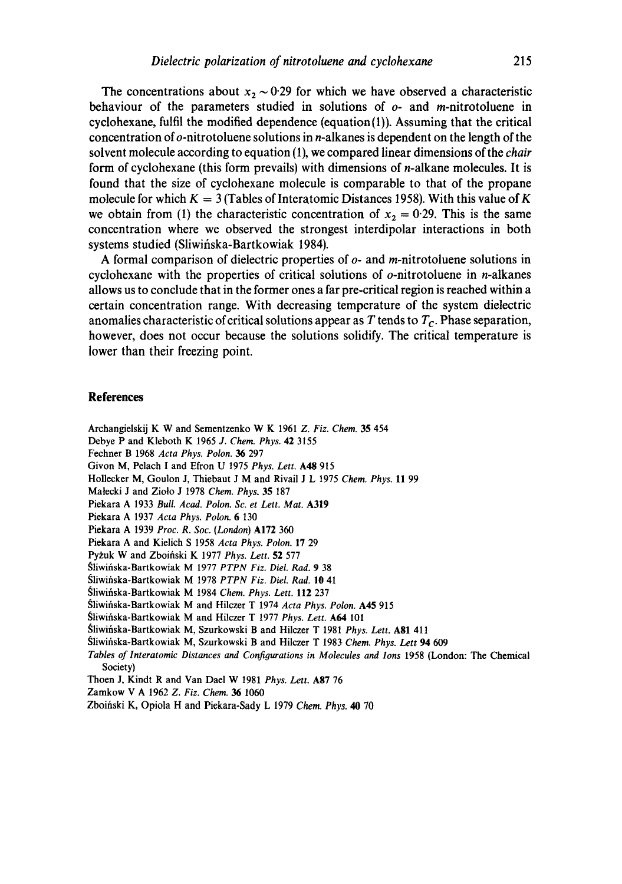The concentrations about $x_2 \sim 0{\cdot}29$ for which we have observed a characteristic behaviour of the parameters studied in solutions of *o*- and *m*-nitrotoluene in cyclohexane, fulfil the modified dependence (equation (1)). Assuming that the critical concentration of *o*-nitrotoluene solutions in *n*-alkanes is dependent on the length of the solvent molecule according to equation (1), we compared linear dimensions of the *chair* form of cyclohexane (this form prevails) with dimensions of *n*-alkane molecules. It is found that the size of cyclohexane molecule is comparable to that of the propane molecule for which $K = 3$ (Tables of Interatomic Distances 1958). With this value of $K$ we obtain from (1) the characteristic concentration of $x_2 = 0{\cdot}29$. This is the same concentration where we observed the strongest interdipolar interactions in both systems studied (Sliwińska-Bartkowiak 1984).

A formal comparison of dielectric properties of *o*- and *m*-nitrotoluene solutions in cyclohexane with the properties of critical solutions of *o*-nitrotoluene in *n*-alkanes allows us to conclude that in the former ones a far pre-critical region is reached within a certain concentration range. With decreasing temperature of the system dielectric anomalies characteristic of critical solutions appear as $T$ tends to $T_C$. Phase separation, however, does not occur because the solutions solidify. The critical temperature is lower than their freezing point.

## References

Archangielskij K W and Sementzenko W K 1961 *Z. Fiz. Chem.* **35** 454

Debye P and Kleboth K 1965 *J. Chem. Phys.* **42** 3155

Fechner B 1968 *Acta Phys. Polon.* **36** 297

Givon M, Pelach I and Efron U 1975 *Phys. Lett.* **A48** 915

Hollecker M, Goulon J, Thiebaut J M and Rivail J L 1975 *Chem. Phys.* **11** 99

Małecki J and Zioło J 1978 *Chem. Phys.* **35** 187

Piekara A 1933 *Bull. Acad. Polon. Sc. et Lett. Mat.* **A319**

Piekara A 1937 *Acta Phys. Polon.* **6** 130

Piekara A 1939 *Proc. R. Soc. (London)* **A172** 360

Piekara A and Kielich S 1958 *Acta Phys. Polon.* **17** 29

Pyżuk W and Zboiński K 1977 *Phys. Lett.* **52** 577

Śliwińska-Bartkowiak M 1977 *PTPN Fiz. Diel. Rad.* **9** 38

Śliwińska-Bartkowiak M 1978 *PTPN Fiz. Diel. Rad.* **10** 41

Śliwińska-Bartkowiak M 1984 *Chem. Phys. Lett.* **112** 237

Śliwińska-Bartkowiak M and Hilczer T 1974 *Acta Phys. Polon.* **A45** 915

Śliwińska-Bartkowiak M and Hilczer T 1977 *Phys. Lett.* **A64** 101

Śliwińska-Bartkowiak M, Szurkowski B and Hilczer T 1981 *Phys. Lett.* **A81** 411

Śliwińska-Bartkowiak M, Szurkowski B and Hilczer T 1983 *Chem. Phys. Lett* **94** 609

*Tables of Interatomic Distances and Configurations in Molecules and Ions* 1958 (London: The Chemical Society)

Thoen J, Kindt R and Van Dael W 1981 *Phys. Lett.* **A87** 76

Zamkow V A 1962 *Z. Fiz. Chem.* **36** 1060

Zboiński K, Opiola H and Piekara-Sady L 1979 *Chem. Phys.* **40** 70